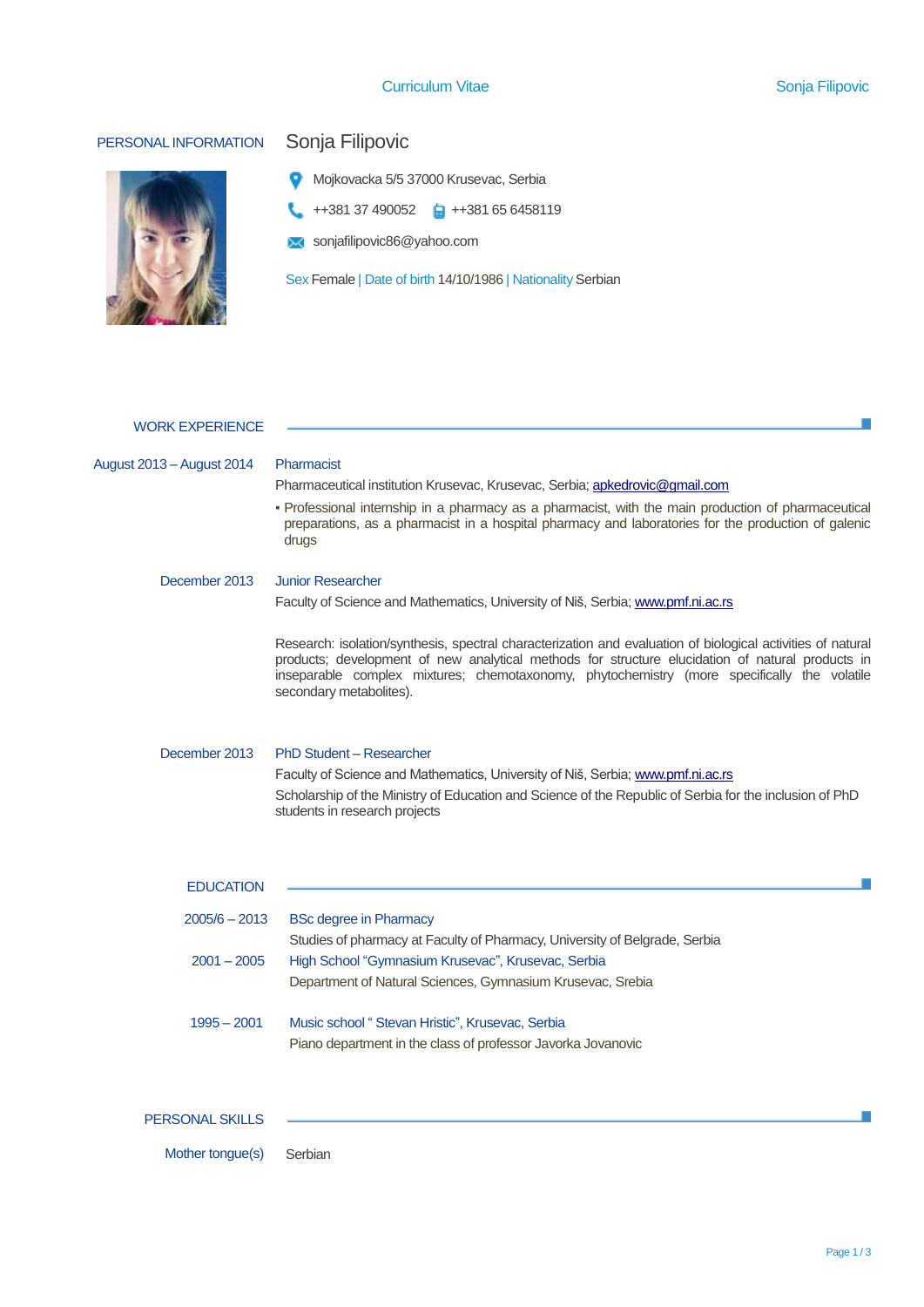# Curriculum Vitae

## PERSONAL INFORMATION

**Sonja Filipovic**

Mojkovacka 5/5 37000 Krusevac, Serbia

++381 37 490052 ++381 65 6458119

sonjafilipovic86@yahoo.com

Sex Female | Date of birth 14/10/1986 | Nationality Serbian

## WORK EXPERIENCE

**August 2013 – August 2014**

Pharmacist

Pharmaceutical institution Krusevac, Krusevac, Serbia; apkedrovic@gmail.com

- Professional internship in a pharmacy as a pharmacist, with the main production of pharmaceutical preparations, as a pharmacist in a hospital pharmacy and laboratories for the production of galenic drugs

**December 2013**

Junior Researcher

Faculty of Science and Mathematics, University of Niš, Serbia; www.pmf.ni.ac.rs

Research: isolation/synthesis, spectral characterization and evaluation of biological activities of natural products; development of new analytical methods for structure elucidation of natural products in inseparable complex mixtures; chemotaxonomy, phytochemistry (more specifically the volatile secondary metabolites).

**December 2013**

PhD Student – Researcher

Faculty of Science and Mathematics, University of Niš, Serbia; www.pmf.ni.ac.rs

Scholarship of the Ministry of Education and Science of the Republic of Serbia for the inclusion of PhD students in research projects

## EDUCATION

**2005/6 – 2013**

BSc degree in Pharmacy

Studies of pharmacy at Faculty of Pharmacy, University of Belgrade, Serbia

**2001 – 2005**

High School “Gymnasium Krusevac”, Krusevac, Serbia

Department of Natural Sciences, Gymnasium Krusevac, Srebia

**1995 – 2001**

Music school “ Stevan Hristic”, Krusevac, Serbia

Piano department in the class of professor Javorka Jovanovic

## PERSONAL SKILLS

Mother tongue(s) Serbian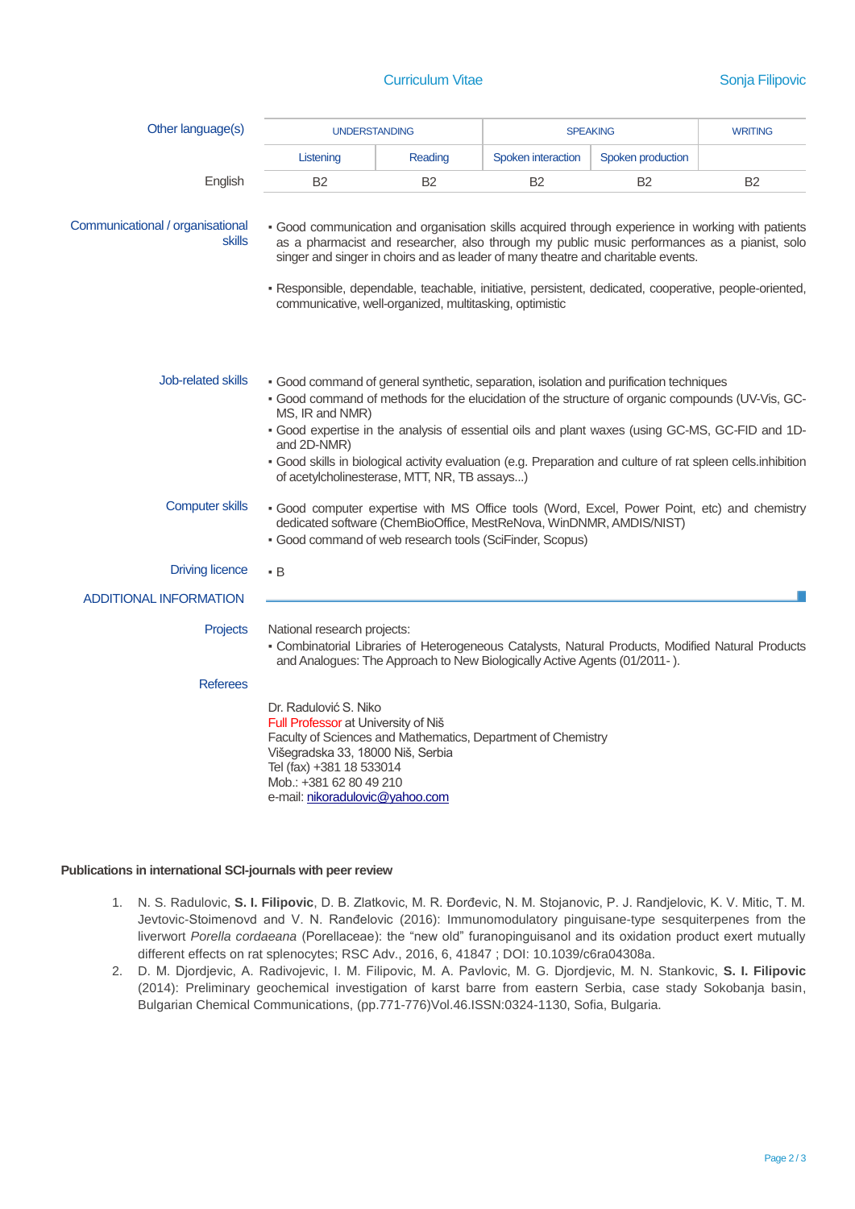**Other language(s)**

| | UNDERSTANDING | | SPEAKING | | WRITING |
|---|---|---|---|---|---|
| | Listening | Reading | Spoken interaction | Spoken production | |
| English | B2 | B2 | B2 | B2 | B2 |

**Communicational / organisational skills**

- Good communication and organisation skills acquired through experience in working with patients as a pharmacist and researcher, also through my public music performances as a pianist, solo singer and singer in choirs and as leader of many theatre and charitable events.
- Responsible, dependable, teachable, initiative, persistent, dedicated, cooperative, people-oriented, communicative, well-organized, multitasking, optimistic

**Job-related skills**

- Good command of general synthetic, separation, isolation and purification techniques
- Good command of methods for the elucidation of the structure of organic compounds (UV-Vis, GC-MS, IR and NMR)
- Good expertise in the analysis of essential oils and plant waxes (using GC-MS, GC-FID and 1D- and 2D-NMR)
- Good skills in biological activity evaluation (e.g. Preparation and culture of rat spleen cells.inhibition of acetylcholinesterase, MTT, NR, TB assays...)

**Computer skills**

- Good computer expertise with MS Office tools (Word, Excel, Power Point, etc) and chemistry dedicated software (ChemBioOffice, MestReNova, WinDNMR, AMDIS/NIST)
- Good command of web research tools (SciFinder, Scopus)

**Driving licence**

- B

## ADDITIONAL INFORMATION

**Projects**

National research projects:

- Combinatorial Libraries of Heterogeneous Catalysts, Natural Products, Modified Natural Products and Analogues: The Approach to New Biologically Active Agents (01/2011- ).

**Referees**

Dr. Radulović S. Niko  
Full Professor at University of Niš  
Faculty of Sciences and Mathematics, Department of Chemistry  
Višegradska 33, 18000 Niš, Serbia  
Tel (fax) +381 18 533014  
Mob.: +381 62 80 49 210  
e-mail: nikoradulovic@yahoo.com

### Publications in international SCI-journals with peer review

1. N. S. Radulovic, **S. I. Filipovic**, D. B. Zlatkovic, M. R. Đorđevic, N. M. Stojanovic, P. J. Randjelovic, K. V. Mitic, T. M. Jevtovic-Stoimenovd and V. N. Ranđelovic (2016): Immunomodulatory pinguisane-type sesquiterpenes from the liverwort *Porella cordaeana* (Porellaceae): the "new old" furanopinguisanol and its oxidation product exert mutually different effects on rat splenocytes; RSC Adv., 2016, 6, 41847 ; DOI: 10.1039/c6ra04308a.
2. D. M. Djordjevic, A. Radivojevic, I. M. Filipovic, M. A. Pavlovic, M. G. Djordjevic, M. N. Stankovic, **S. I. Filipovic** (2014): Preliminary geochemical investigation of karst barre from eastern Serbia, case stady Sokobanja basin, Bulgarian Chemical Communications, (pp.771-776)Vol.46.ISSN:0324-1130, Sofia, Bulgaria.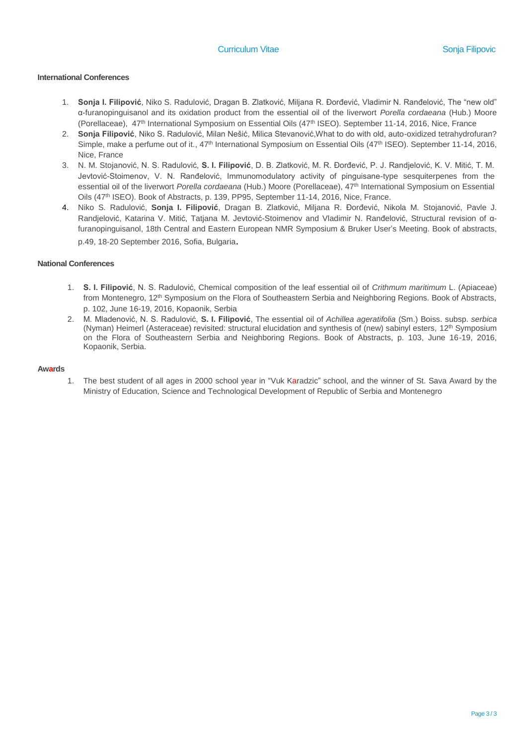### International Conferences

1. **Sonja I. Filipović**, Niko S. Radulović, Dragan B. Zlatković, Miljana R. Đorđević, Vladimir N. Ranđelović, The “new old” α-furanopinguisanol and its oxidation product from the essential oil of the liverwort *Porella cordaeana* (Hub.) Moore (Porellaceae), 47th International Symposium on Essential Oils (47th ISEO). September 11-14, 2016, Nice, France
2. **Sonja Filipović**, Niko S. Radulović, Milan Nešić, Milica Stevanović,What to do with old, auto-oxidized tetrahydrofuran? Simple, make a perfume out of it., 47th International Symposium on Essential Oils (47th ISEO). September 11-14, 2016, Nice, France
3. N. M. Stojanović, N. S. Radulović, **S. I. Filipović**, D. B. Zlatković, M. R. Đorđević, P. J. Randjelović, K. V. Mitić, T. M. Jevtović-Stoimenov, V. N. Ranđelović, Immunomodulatory activity of pinguisane-type sesquiterpenes from the essential oil of the liverwort *Porella cordaeana* (Hub.) Moore (Porellaceae), 47th International Symposium on Essential Oils (47th ISEO). Book of Abstracts, p. 139, PP95, September 11-14, 2016, Nice, France.
4. Niko S. Radulović, **Sonja I. Filipović**, Dragan B. Zlatković, Miljana R. Đorđević, Nikola M. Stojanović, Pavle J. Randjelović, Katarina V. Mitić, Tatjana M. Jevtović-Stoimenov and Vladimir N. Ranđelović, Structural revision of α-furanopinguisanol, 18th Central and Eastern European NMR Symposium & Bruker User’s Meeting. Book of abstracts, p.49, 18-20 September 2016, Sofia, Bulgaria**.**

### National Conferences

1. **S. I. Filipović**, N. S. Radulović, Chemical composition of the leaf essential oil of *Crithmum maritimum* L. (Apiaceae) from Montenegro, 12th Symposium on the Flora of Southeastern Serbia and Neighboring Regions. Book of Abstracts, p. 102, June 16-19, 2016, Kopaonik, Serbia
2. M. Mladenović, N. S. Radulović, **S. I. Filipović**, The essential oil of *Achillea ageratifolia* (Sm.) Boiss. subsp. *serbica* (Nyman) Heimerl (Asteraceae) revisited: structural elucidation and synthesis of (new) sabinyl esters, 12th Symposium on the Flora of Southeastern Serbia and Neighboring Regions. Book of Abstracts, p. 103, June 16-19, 2016, Kopaonik, Serbia.

### Awards

1. The best student of all ages in 2000 school year in “Vuk Karadzic” school, and the winner of St. Sava Award by the Ministry of Education, Science and Technological Development of Republic of Serbia and Montenegro